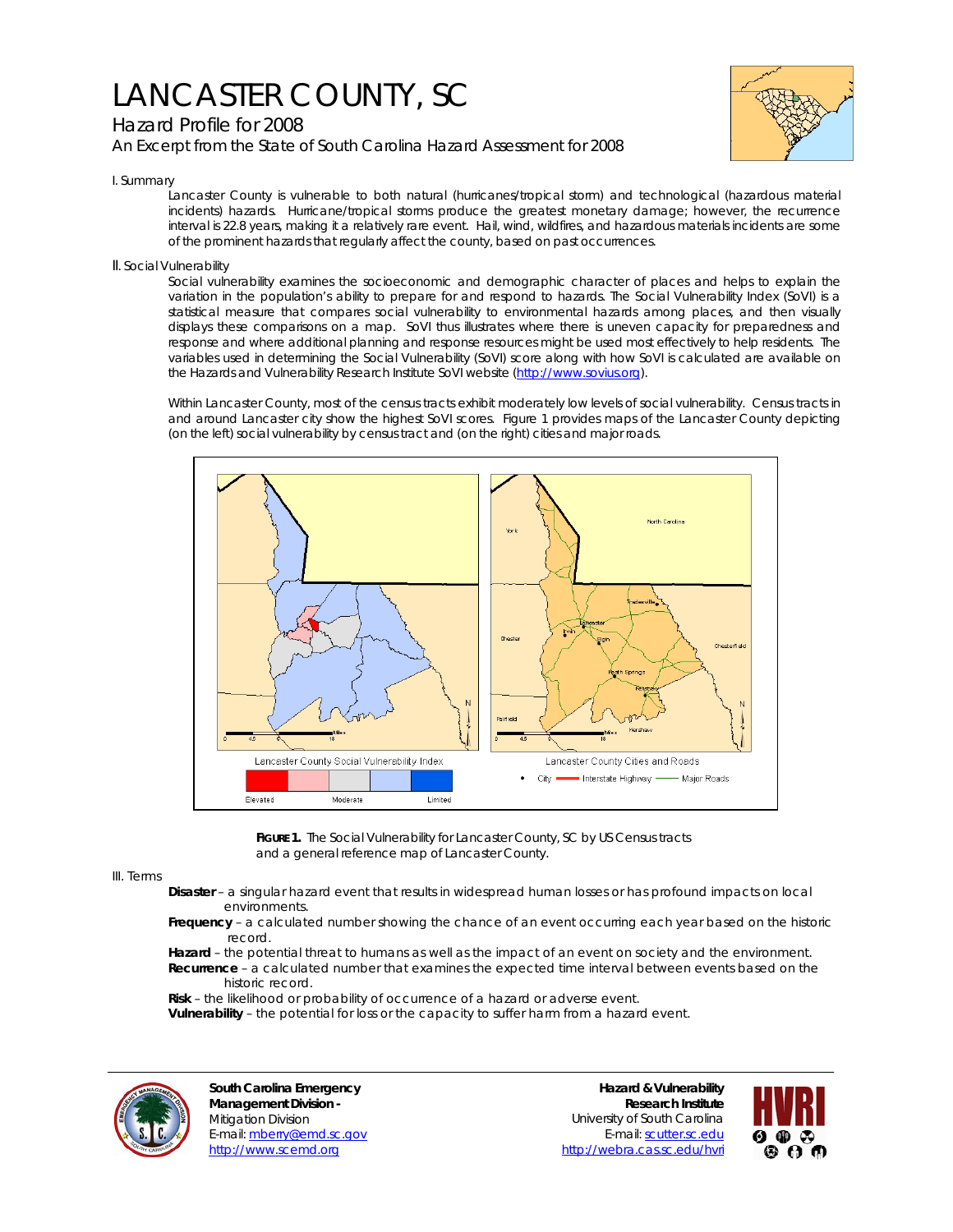# LANCASTER COUNTY, SC

## Hazard Profile for 2008

### An Excerpt from the State of South Carolina Hazard Assessment for 2008

I. Summary

Lancaster County is vulnerable to both natural (hurricanes/tropical storm) and technological (hazardous material incidents) hazards. Hurricane/tropical storms produce the greatest monetary damage; however, the recurrence interval is 22.8 years, making it a relatively rare event. Hail, wind, wildfires, and hazardous materials incidents are some of the prominent hazards that regularly affect the county, based on past occurrences.

II. Social Vulnerability

Social vulnerability examines the socioeconomic and demographic character of places and helps to explain the variation in the population's ability to prepare for and respond to hazards. The Social Vulnerability Index (SoVI) is a statistical measure that compares social vulnerability to environmental hazards among places, and then visually displays these comparisons on a map. SoVI thus illustrates where there is uneven capacity for preparedness and response and where additional planning and response resources might be used most effectively to help residents. The variables used in determining the Social Vulnerability (SoVI) score along with how SoVI is calculated are available on the Hazards and Vulnerability Research Institute SoVI website (http://www.sovius.org).

Within Lancaster County, most of the census tracts exhibit moderately low levels of social vulnerability. Census tracts in and around Lancaster city show the highest SoVI scores. Figure 1 provides maps of the Lancaster County depicting (on the left) social vulnerability by census tract and (on the right) cities and major roads.

**FIGURE 1.** The Social Vulnerability for Lancaster County, SC by US Census tracts and a general reference map of Lancaster County.

III. Terms

**Disaster** – a singular hazard event that results in widespread human losses or has profound impacts on local environments.

**Frequency** – a calculated number showing the chance of an event occurring each year based on the historic record.

**Hazard** – the potential threat to humans as well as the impact of an event on society and the environment.

**Recurrence** – a calculated number that examines the expected time interval between events based on the historic record.

**Risk** – the likelihood or probability of occurrence of a hazard or adverse event.

**Vulnerability** – the potential for loss or the capacity to suffer harm from a hazard event.

**South Carolina Emergency Management Division -**
Mitigation Division
E-mail: mberry@emd.sc.gov
http://www.scemd.org

**Hazard & Vulnerability Research Institute**
University of South Carolina
E-mail: scutter.sc.edu
http://webra.cas.sc.edu/hvri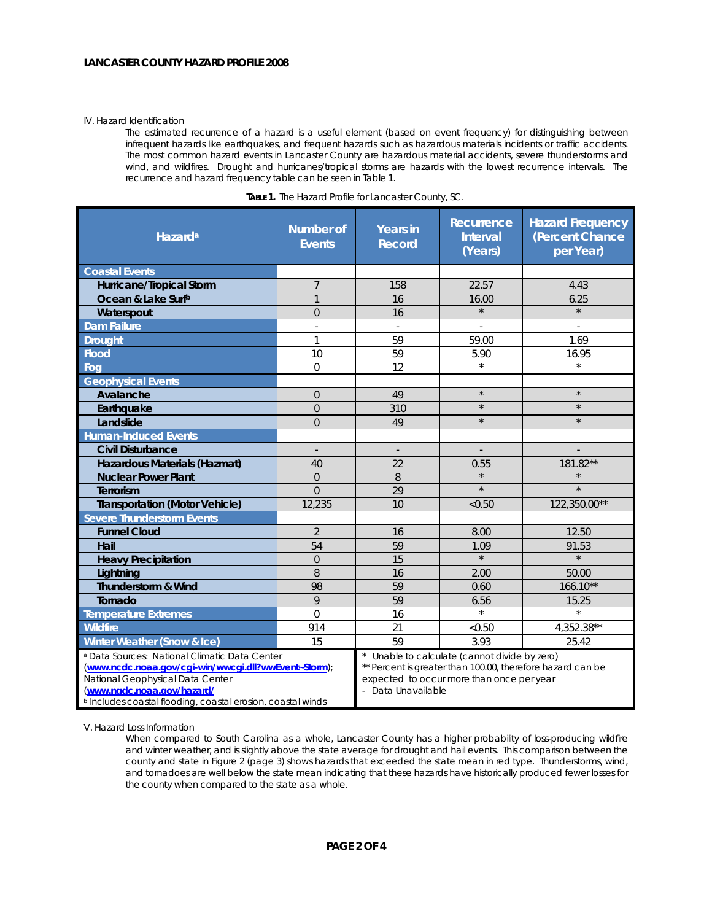IV. Hazard Identification

The estimated recurrence of a hazard is a useful element (based on event frequency) for distinguishing between infrequent hazards like earthquakes, and frequent hazards such as hazardous materials incidents or traffic accidents. The most common hazard events in Lancaster County are hazardous material accidents, severe thunderstorms and wind, and wildfires. Drought and hurricanes/tropical storms are hazards with the lowest recurrence intervals. The recurrence and hazard frequency table can be seen in Table 1.

**TABLE 1.** The Hazard Profile for Lancaster County, SC.

| Hazard[a] | Number of Events | Years in Record | Recurrence Interval (Years) | Hazard Frequency (Percent Chance per Year) |
|---|---|---|---|---|
| **Coastal Events** | | | | |
| Hurricane/Tropical Storm | 7 | 158 | 22.57 | 4.43 |
| Ocean & Lake Surf[b] | 1 | 16 | 16.00 | 6.25 |
| Waterspout | 0 | 16 | * | * |
| **Dam Failure** | - | - | - | - |
| **Drought** | 1 | 59 | 59.00 | 1.69 |
| **Flood** | 10 | 59 | 5.90 | 16.95 |
| **Fog** | 0 | 12 | * | * |
| **Geophysical Events** | | | | |
| Avalanche | 0 | 49 | * | * |
| Earthquake | 0 | 310 | * | * |
| Landslide | 0 | 49 | * | * |
| **Human-Induced Events** | | | | |
| Civil Disturbance | - | - | - | - |
| Hazardous Materials (Hazmat) | 40 | 22 | 0.55 | 181.82** |
| Nuclear Power Plant | 0 | 8 | * | * |
| Terrorism | 0 | 29 | * | * |
| Transportation (Motor Vehicle) | 12,235 | 10 | <0.50 | 122,350.00** |
| **Severe Thunderstorm Events** | | | | |
| Funnel Cloud | 2 | 16 | 8.00 | 12.50 |
| Hail | 54 | 59 | 1.09 | 91.53 |
| Heavy Precipitation | 0 | 15 | * | * |
| Lightning | 8 | 16 | 2.00 | 50.00 |
| Thunderstorm & Wind | 98 | 59 | 0.60 | 166.10** |
| Tornado | 9 | 59 | 6.56 | 15.25 |
| **Temperature Extremes** | 0 | 16 | * | * |
| **Wildfire** | 914 | 21 | <0.50 | 4,352.38** |
| **Winter Weather (Snow & Ice)** | 15 | 59 | 3.93 | 25.42 |

[a] Data Sources: National Climatic Data Center (www.ncdc.noaa.gov/cgi-win/wwcgi.dll?wwEvent~Storm); National Geophysical Data Center (www.ngdc.noaa.gov/hazard/)
[b] Includes coastal flooding, coastal erosion, coastal winds

\* Unable to calculate (cannot divide by zero)
** Percent is greater than 100.00, therefore hazard can be expected to occur more than once per year
\- Data Unavailable

V. Hazard Loss Information

When compared to South Carolina as a whole, Lancaster County has a higher probability of loss-producing wildfire and winter weather, and is slightly above the state average for drought and hail events. This comparison between the county and state in Figure 2 (page 3) shows hazards that exceeded the state mean in red type. Thunderstorms, wind, and tornadoes are well below the state mean indicating that these hazards have historically produced fewer losses for the county when compared to the state as a whole.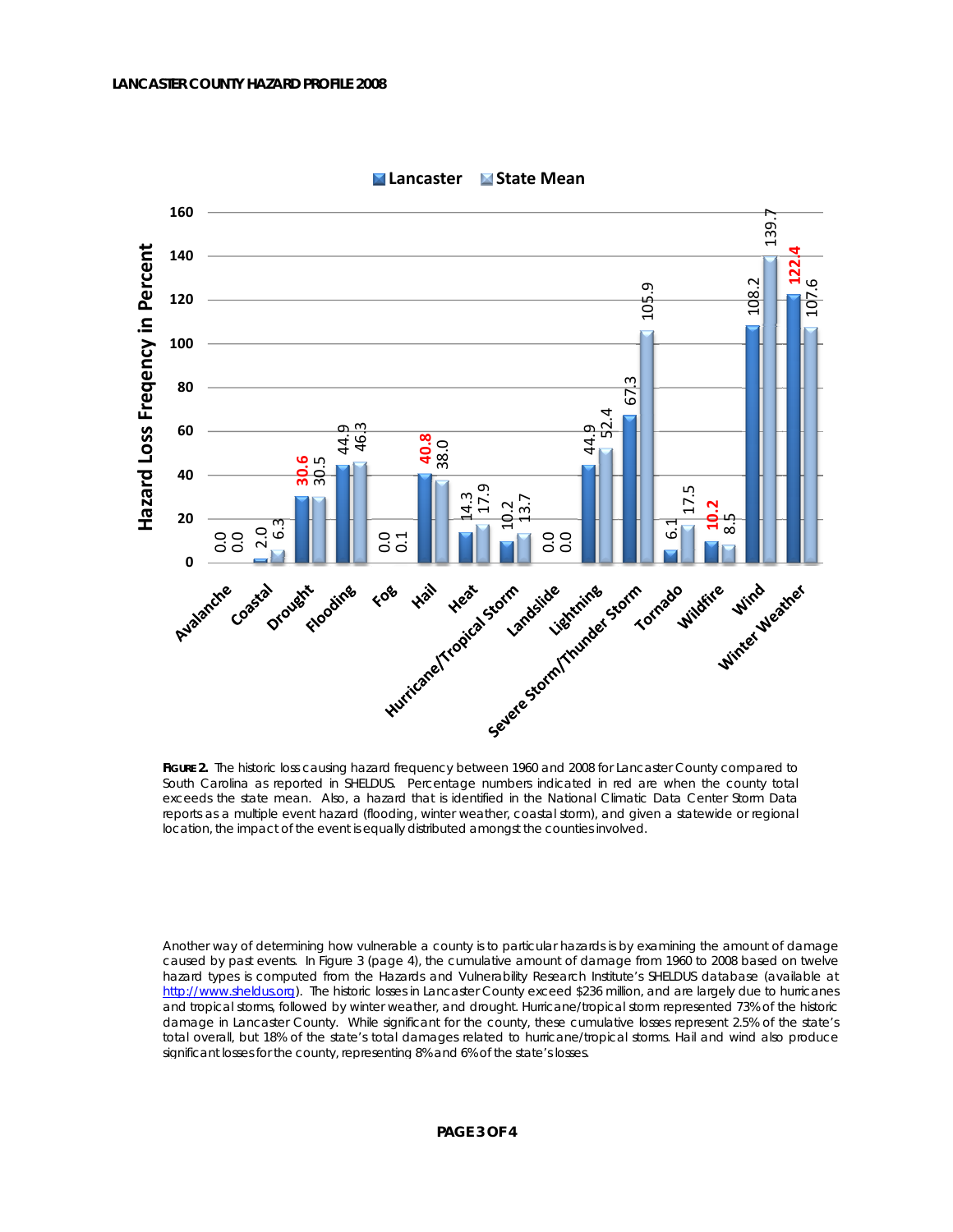| Hazard | Lancaster | State Mean |
|---|---|---|
| Avalanche | 0.0 | 0.0 |
| Coastal | 2.0 | 6.3 |
| Drought | **30.6** | 30.5 |
| Flooding | 44.9 | 46.3 |
| Fog | 0.0 | 0.1 |
| Hail | **40.8** | 38.0 |
| Heat | 14.3 | 17.9 |
| Hurricane/Tropical Storm | 10.2 | 13.7 |
| Landslide | 0.0 | 0.0 |
| Lightning | 44.9 | 52.4 |
| Severe Storm/Thunder Storm | 67.3 | 105.9 |
| Tornado | 6.1 | 17.5 |
| Wildfire | **10.2** | 8.5 |
| Wind | 108.2 | 139.7 |
| Winter Weather | **122.4** | 107.6 |

Hazard Loss Freqency in Percent

**FIGURE 2.** The historic loss causing hazard frequency between 1960 and 2008 for Lancaster County compared to South Carolina as reported in SHELDUS. Percentage numbers indicated in red are when the county total exceeds the state mean. Also, a hazard that is identified in the National Climatic Data Center Storm Data reports as a multiple event hazard (flooding, winter weather, coastal storm), and given a statewide or regional location, the impact of the event is equally distributed amongst the counties involved.

Another way of determining how vulnerable a county is to particular hazards is by examining the amount of damage caused by past events. In Figure 3 (page 4), the cumulative amount of damage from 1960 to 2008 based on twelve hazard types is computed from the Hazards and Vulnerability Research Institute's SHELDUS database (available at http://www.sheldus.org). The historic losses in Lancaster County exceed $236 million, and are largely due to hurricanes and tropical storms, followed by winter weather, and drought. Hurricane/tropical storm represented 73% of the historic damage in Lancaster County. While significant for the county, these cumulative losses represent 2.5% of the state's total overall, but 18% of the state's total damages related to hurricane/tropical storms. Hail and wind also produce significant losses for the county, representing 8% and 6% of the state's losses.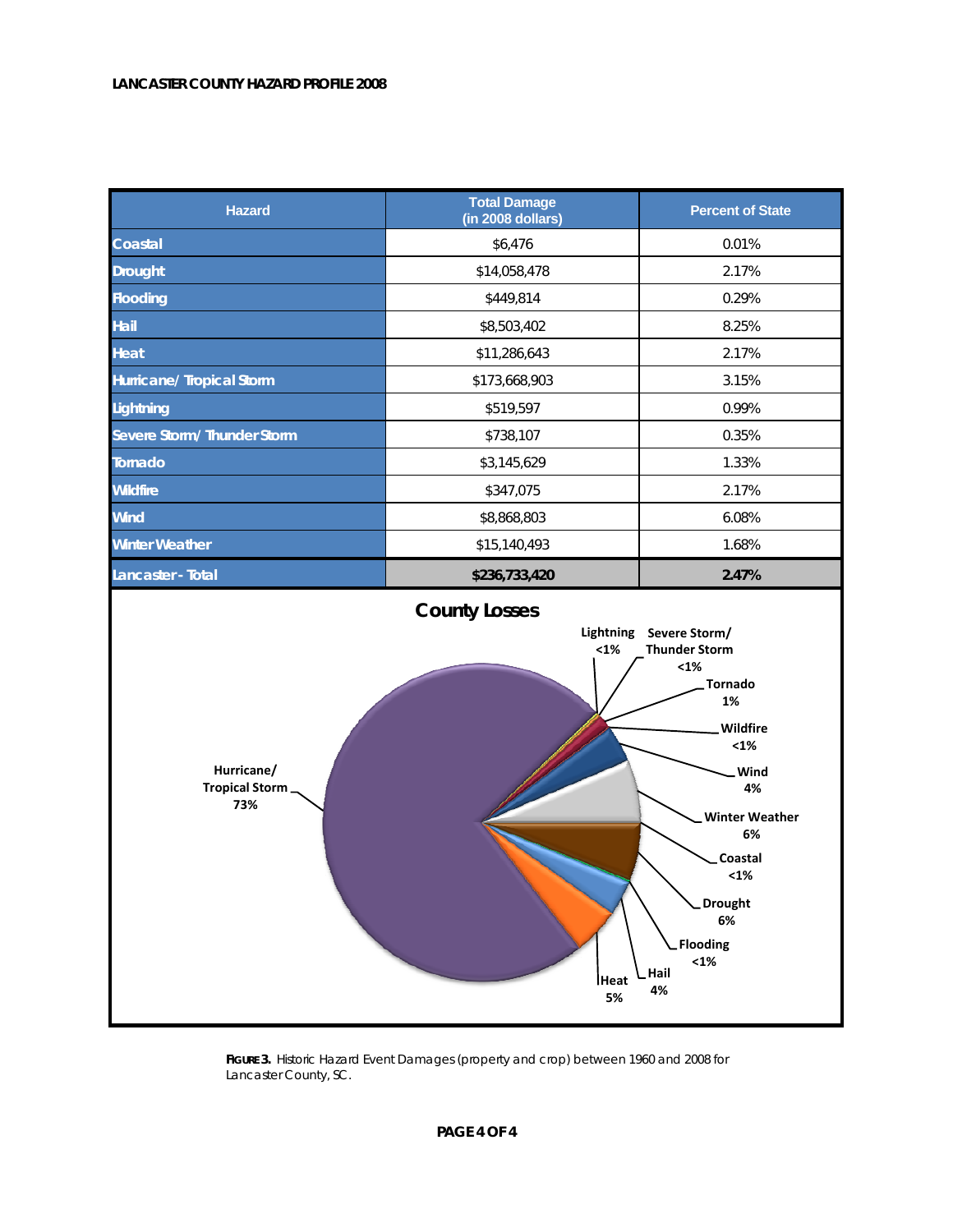| Hazard | Total Damage (in 2008 dollars) | Percent of State |
|---|---|---|
| Coastal | $6,476 | 0.01% |
| Drought | $14,058,478 | 2.17% |
| Flooding | $449,814 | 0.29% |
| Hail | $8,503,402 | 8.25% |
| Heat | $11,286,643 | 2.17% |
| Hurricane/ Tropical Storm | $173,668,903 | 3.15% |
| Lightning | $519,597 | 0.99% |
| Severe Storm/ Thunder Storm | $738,107 | 0.35% |
| Tornado | $3,145,629 | 1.33% |
| Wildfire | $347,075 | 2.17% |
| Wind | $8,868,803 | 6.08% |
| Winter Weather | $15,140,493 | 1.68% |
| **Lancaster - Total** | **$236,733,420** | **2.47%** |

**County Losses**

Lightning <1%
Severe Storm/ Thunder Storm <1%
Tornado 1%
Wildfire <1%
Wind 4%
Winter Weather 6%
Coastal <1%
Drought 6%
Flooding <1%
Hail 4%
Heat 5%
Hurricane/ Tropical Storm 73%

**FIGURE 3.** Historic Hazard Event Damages (property and crop) between 1960 and 2008 for Lancaster County, SC.